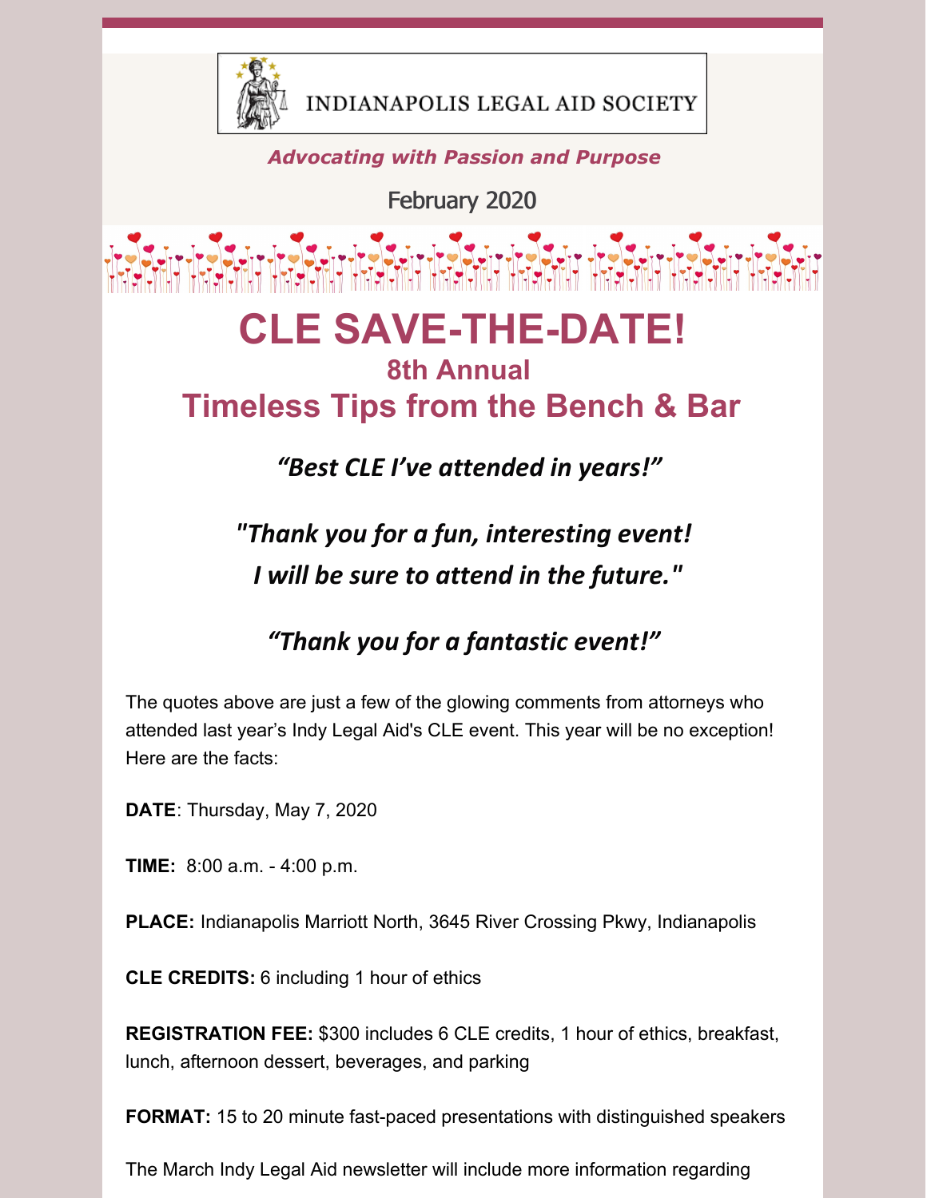INDIANAPOLIS LEGAL AID SOCIETY

*Advocating with Passion and Purpose*

February 2020

# CLE SAVE-THE-DATE!

## 8th Annual

## Timeless Tips from the Bench & Bar

***“Best CLE I’ve attended in years!”***

***"Thank you for a fun, interesting event! I will be sure to attend in the future."***

***“Thank you for a fantastic event!”***

The quotes above are just a few of the glowing comments from attorneys who attended last year’s Indy Legal Aid's CLE event. This year will be no exception! Here are the facts:

**DATE**: Thursday, May 7, 2020

**TIME:** 8:00 a.m. - 4:00 p.m.

**PLACE:** Indianapolis Marriott North, 3645 River Crossing Pkwy, Indianapolis

**CLE CREDITS:** 6 including 1 hour of ethics

**REGISTRATION FEE:** $300 includes 6 CLE credits, 1 hour of ethics, breakfast, lunch, afternoon dessert, beverages, and parking

**FORMAT:** 15 to 20 minute fast-paced presentations with distinguished speakers

The March Indy Legal Aid newsletter will include more information regarding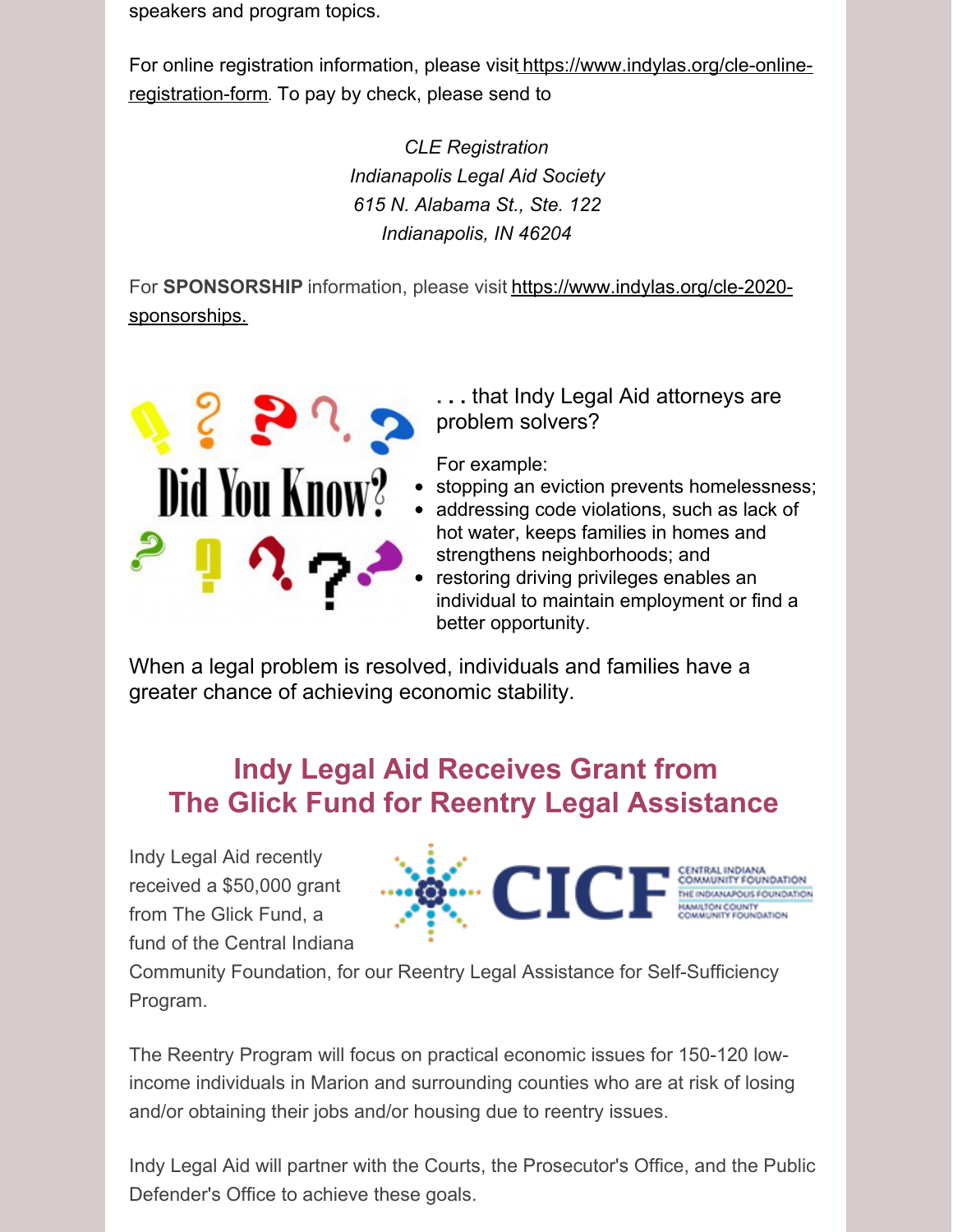speakers and program topics.

For online registration information, please visit https://www.indylas.org/cle-online-registration-form. To pay by check, please send to

*CLE Registration*
*Indianapolis Legal Aid Society*
*615 N. Alabama St., Ste. 122*
*Indianapolis, IN 46204*

For **SPONSORSHIP** information, please visit https://www.indylas.org/cle-2020-sponsorships.

Did You Know?

. . . that Indy Legal Aid attorneys are problem solvers?

For example:

- stopping an eviction prevents homelessness;
- addressing code violations, such as lack of hot water, keeps families in homes and strengthens neighborhoods; and
- restoring driving privileges enables an individual to maintain employment or find a better opportunity.

When a legal problem is resolved, individuals and families have a greater chance of achieving economic stability.

## Indy Legal Aid Receives Grant from The Glick Fund for Reentry Legal Assistance

Indy Legal Aid recently received a $50,000 grant from The Glick Fund, a fund of the Central Indiana Community Foundation, for our Reentry Legal Assistance for Self-Sufficiency Program.

The Reentry Program will focus on practical economic issues for 150-120 low-income individuals in Marion and surrounding counties who are at risk of losing and/or obtaining their jobs and/or housing due to reentry issues.

Indy Legal Aid will partner with the Courts, the Prosecutor's Office, and the Public Defender's Office to achieve these goals.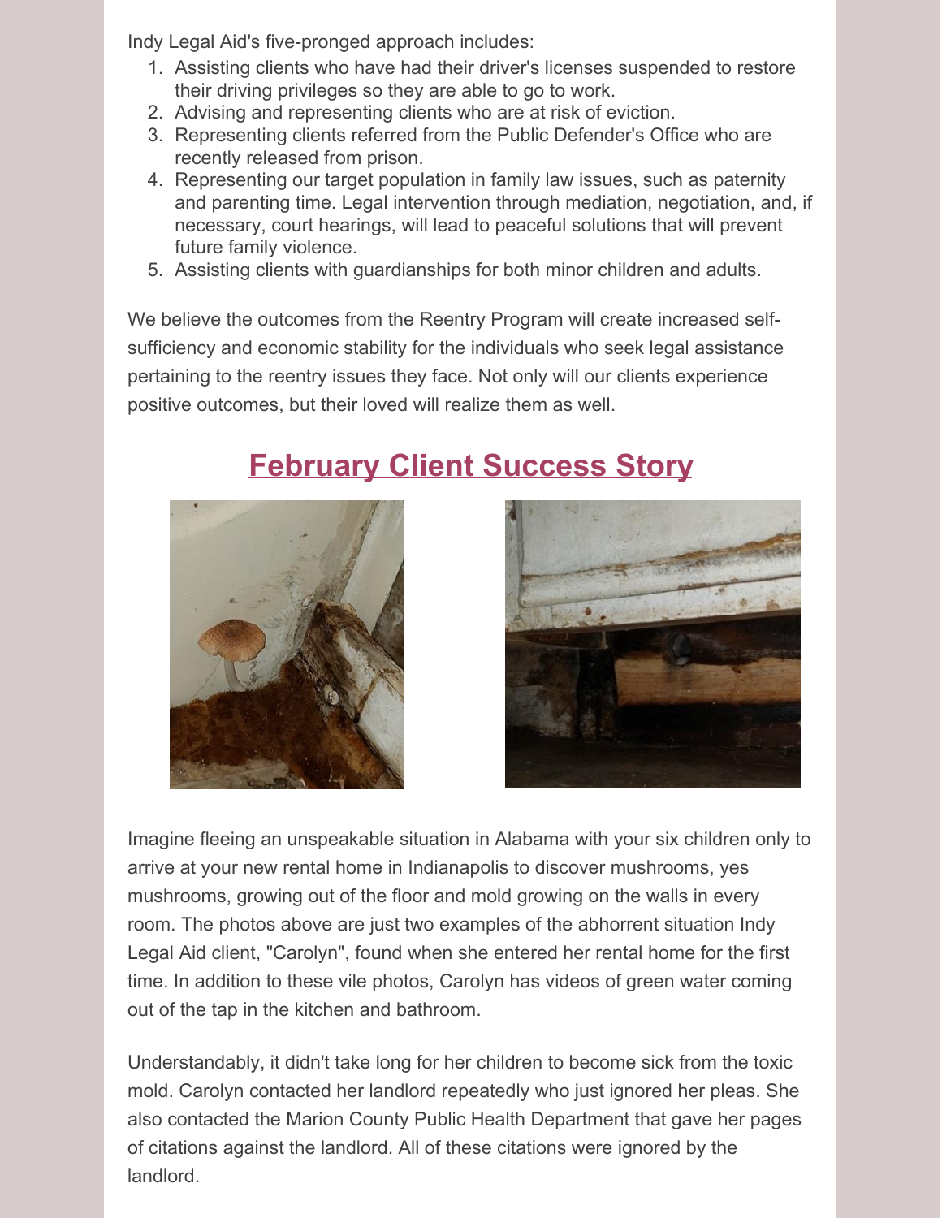Indy Legal Aid's five-pronged approach includes:

1. Assisting clients who have had their driver's licenses suspended to restore their driving privileges so they are able to go to work.
2. Advising and representing clients who are at risk of eviction.
3. Representing clients referred from the Public Defender's Office who are recently released from prison.
4. Representing our target population in family law issues, such as paternity and parenting time. Legal intervention through mediation, negotiation, and, if necessary, court hearings, will lead to peaceful solutions that will prevent future family violence.
5. Assisting clients with guardianships for both minor children and adults.

We believe the outcomes from the Reentry Program will create increased self-sufficiency and economic stability for the individuals who seek legal assistance pertaining to the reentry issues they face. Not only will our clients experience positive outcomes, but their loved will realize them as well.

## February Client Success Story

Imagine fleeing an unspeakable situation in Alabama with your six children only to arrive at your new rental home in Indianapolis to discover mushrooms, yes mushrooms, growing out of the floor and mold growing on the walls in every room. The photos above are just two examples of the abhorrent situation Indy Legal Aid client, "Carolyn", found when she entered her rental home for the first time. In addition to these vile photos, Carolyn has videos of green water coming out of the tap in the kitchen and bathroom.

Understandably, it didn't take long for her children to become sick from the toxic mold. Carolyn contacted her landlord repeatedly who just ignored her pleas. She also contacted the Marion County Public Health Department that gave her pages of citations against the landlord. All of these citations were ignored by the landlord.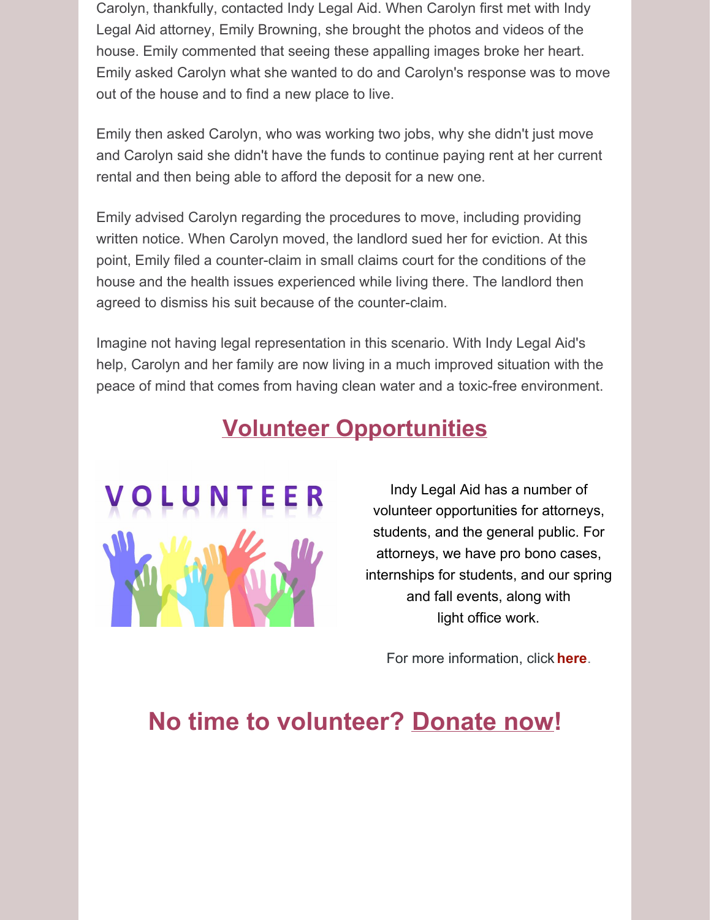Carolyn, thankfully, contacted Indy Legal Aid. When Carolyn first met with Indy Legal Aid attorney, Emily Browning, she brought the photos and videos of the house. Emily commented that seeing these appalling images broke her heart. Emily asked Carolyn what she wanted to do and Carolyn's response was to move out of the house and to find a new place to live.

Emily then asked Carolyn, who was working two jobs, why she didn't just move and Carolyn said she didn't have the funds to continue paying rent at her current rental and then being able to afford the deposit for a new one.

Emily advised Carolyn regarding the procedures to move, including providing written notice. When Carolyn moved, the landlord sued her for eviction. At this point, Emily filed a counter-claim in small claims court for the conditions of the house and the health issues experienced while living there. The landlord then agreed to dismiss his suit because of the counter-claim.

Imagine not having legal representation in this scenario. With Indy Legal Aid's help, Carolyn and her family are now living in a much improved situation with the peace of mind that comes from having clean water and a toxic-free environment.

## Volunteer Opportunities

Indy Legal Aid has a number of volunteer opportunities for attorneys, students, and the general public. For attorneys, we have pro bono cases, internships for students, and our spring and fall events, along with light office work.

For more information, click **here**.

## No time to volunteer? Donate now!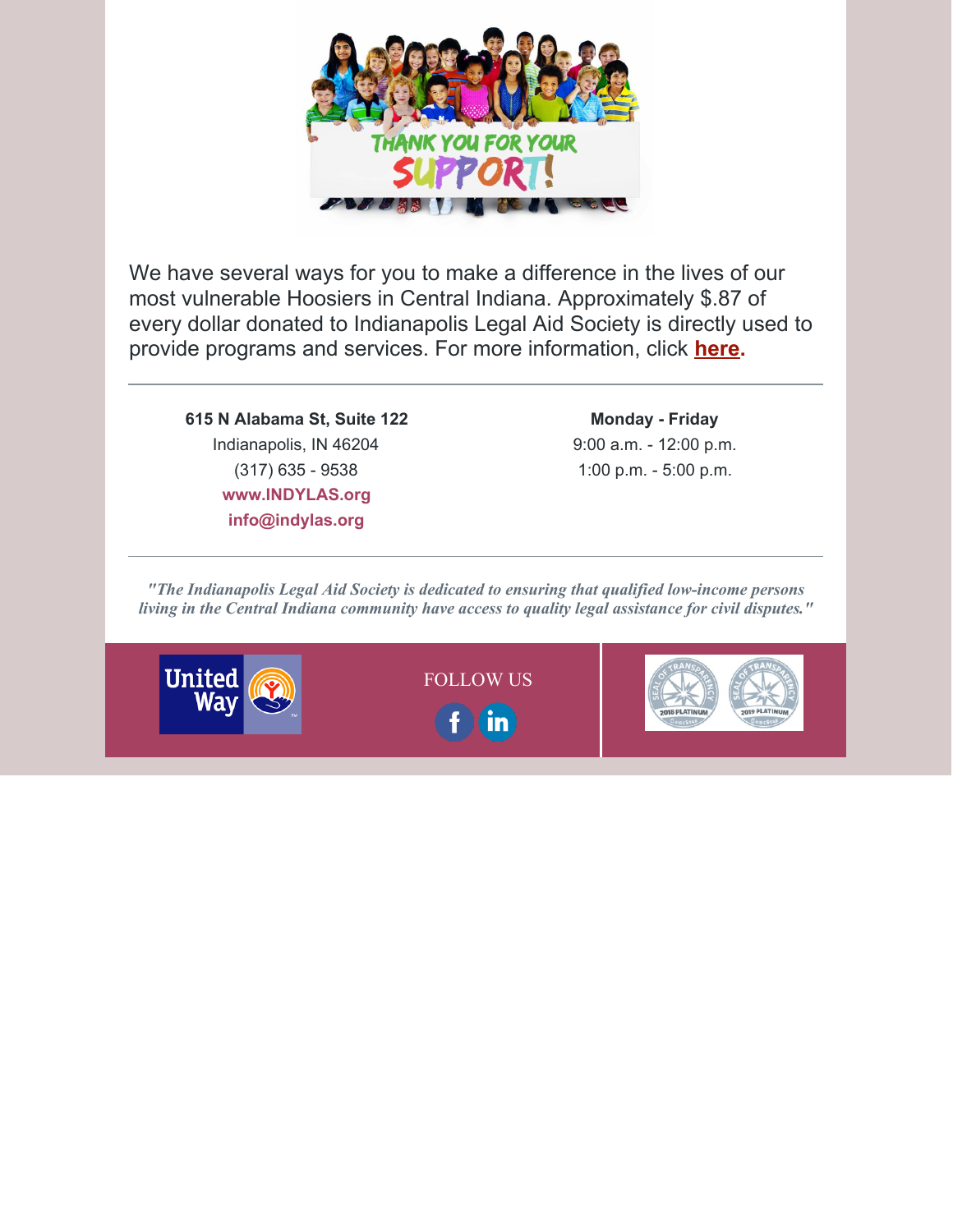We have several ways for you to make a difference in the lives of our most vulnerable Hoosiers in Central Indiana. Approximately $.87 of every dollar donated to Indianapolis Legal Aid Society is directly used to provide programs and services. For more information, click **here.**

---

**615 N Alabama St, Suite 122**
Indianapolis, IN 46204
(317) 635 - 9538
**www.INDYLAS.org**
**info@indylas.org**

**Monday - Friday**
9:00 a.m. - 12:00 p.m.
1:00 p.m. - 5:00 p.m.

---

*"The Indianapolis Legal Aid Society is dedicated to ensuring that qualified low-income persons living in the Central Indiana community have access to quality legal assistance for civil disputes."*

FOLLOW US